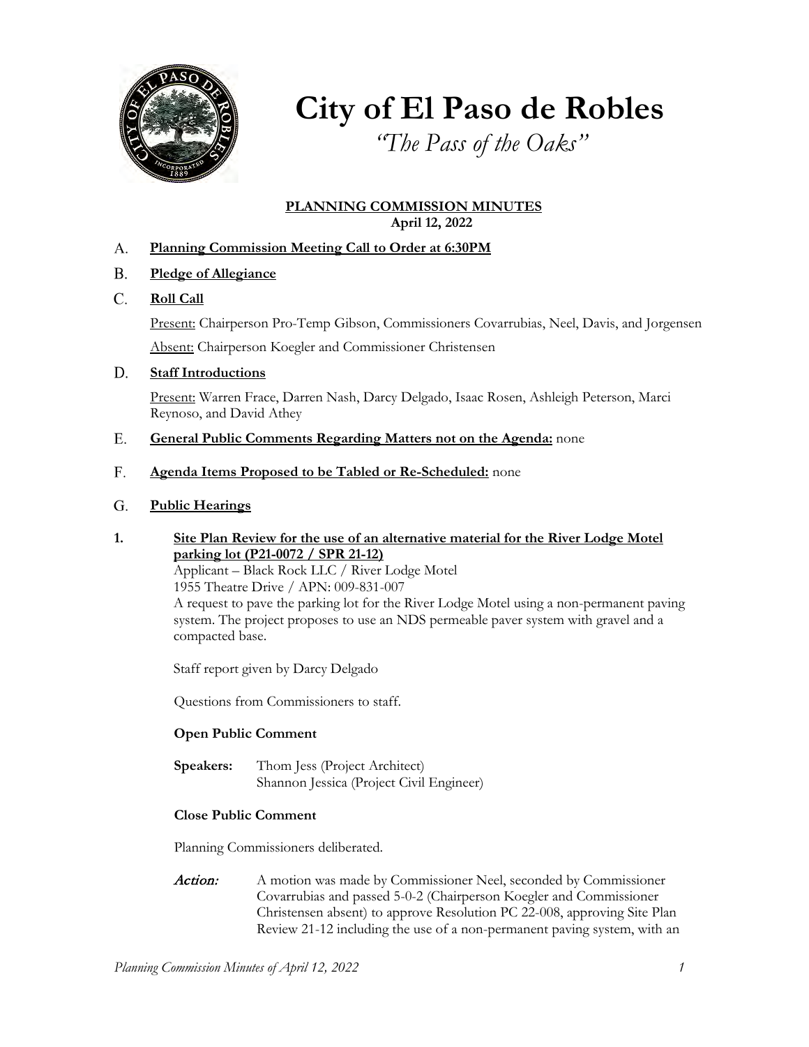# City of El Paso de Robles

*"The Pass of the Oaks"*

## PLANNING COMMISSION MINUTES
**April 12, 2022**

A. **Planning Commission Meeting Call to Order at 6:30PM**

B. **Pledge of Allegiance**

C. **Roll Call**

Present: Chairperson Pro-Temp Gibson, Commissioners Covarrubias, Neel, Davis, and Jorgensen

Absent: Chairperson Koegler and Commissioner Christensen

D. **Staff Introductions**

Present: Warren Frace, Darren Nash, Darcy Delgado, Isaac Rosen, Ashleigh Peterson, Marci Reynoso, and David Athey

E. **General Public Comments Regarding Matters not on the Agenda:** none

F. **Agenda Items Proposed to be Tabled or Re-Scheduled:** none

G. **Public Hearings**

**1. Site Plan Review for the use of an alternative material for the River Lodge Motel parking lot (P21-0072 / SPR 21-12)**

Applicant – Black Rock LLC / River Lodge Motel
1955 Theatre Drive / APN: 009-831-007
A request to pave the parking lot for the River Lodge Motel using a non-permanent paving system. The project proposes to use an NDS permeable paver system with gravel and a compacted base.

Staff report given by Darcy Delgado

Questions from Commissioners to staff.

**Open Public Comment**

**Speakers:** Thom Jess (Project Architect)
Shannon Jessica (Project Civil Engineer)

**Close Public Comment**

Planning Commissioners deliberated.

*Action:* A motion was made by Commissioner Neel, seconded by Commissioner Covarrubias and passed 5-0-2 (Chairperson Koegler and Commissioner Christensen absent) to approve Resolution PC 22-008, approving Site Plan Review 21-12 including the use of a non-permanent paving system, with an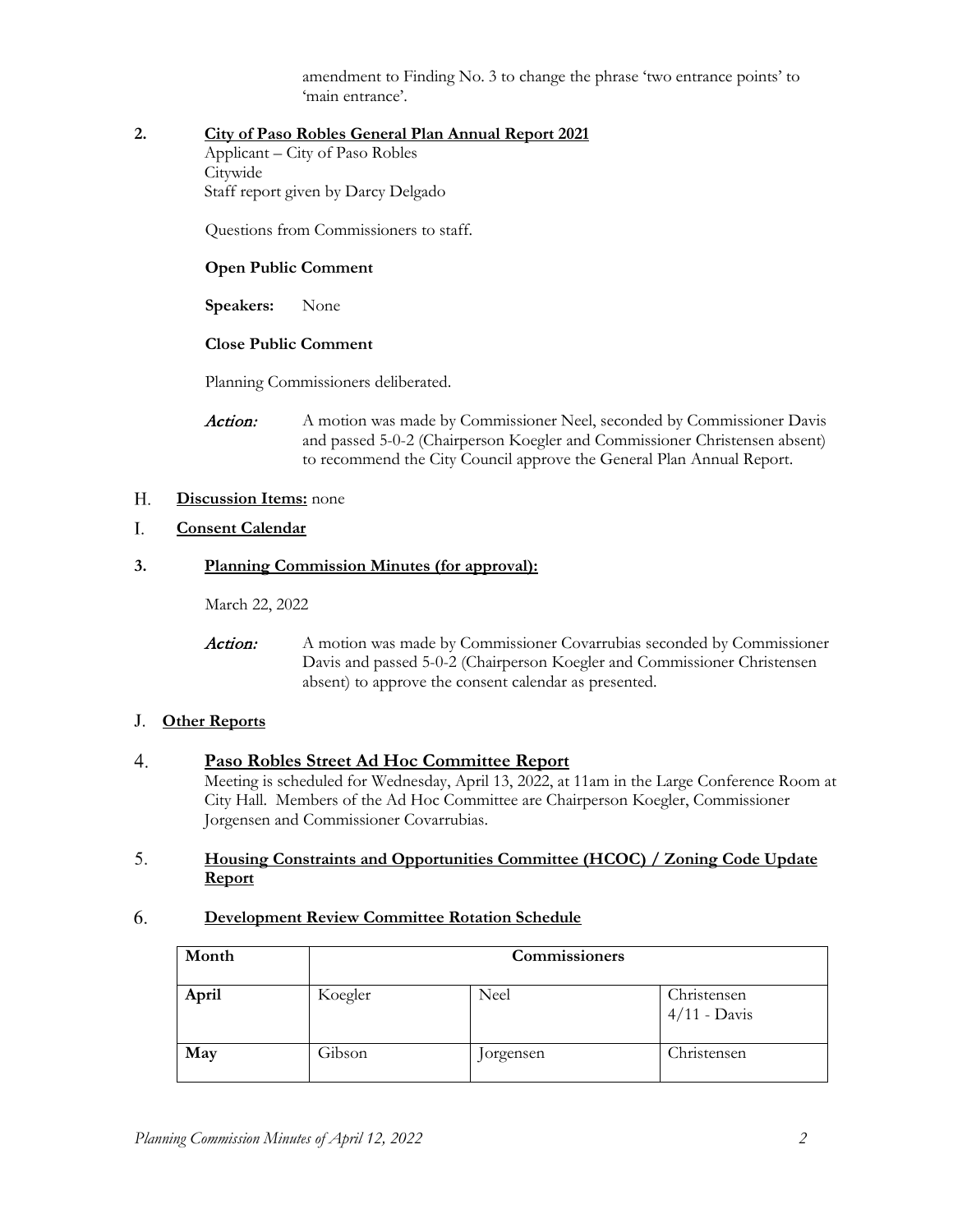amendment to Finding No. 3 to change the phrase 'two entrance points' to 'main entrance'.

**2. City of Paso Robles General Plan Annual Report 2021**

Applicant – City of Paso Robles
Citywide
Staff report given by Darcy Delgado

Questions from Commissioners to staff.

**Open Public Comment**

**Speakers:** None

**Close Public Comment**

Planning Commissioners deliberated.

*Action:* A motion was made by Commissioner Neel, seconded by Commissioner Davis and passed 5-0-2 (Chairperson Koegler and Commissioner Christensen absent) to recommend the City Council approve the General Plan Annual Report.

H. **Discussion Items:** none

I. **Consent Calendar**

**3. Planning Commission Minutes (for approval):**

March 22, 2022

*Action:* A motion was made by Commissioner Covarrubias seconded by Commissioner Davis and passed 5-0-2 (Chairperson Koegler and Commissioner Christensen absent) to approve the consent calendar as presented.

J. **Other Reports**

**4. Paso Robles Street Ad Hoc Committee Report**

Meeting is scheduled for Wednesday, April 13, 2022, at 11am in the Large Conference Room at City Hall. Members of the Ad Hoc Committee are Chairperson Koegler, Commissioner Jorgensen and Commissioner Covarrubias.

**5. Housing Constraints and Opportunities Committee (HCOC) / Zoning Code Update Report**

**6. Development Review Committee Rotation Schedule**

| Month | Commissioners | | |
|---|---|---|---|
| **April** | Koegler | Neel | Christensen<br>4/11 - Davis |
| **May** | Gibson | Jorgensen | Christensen |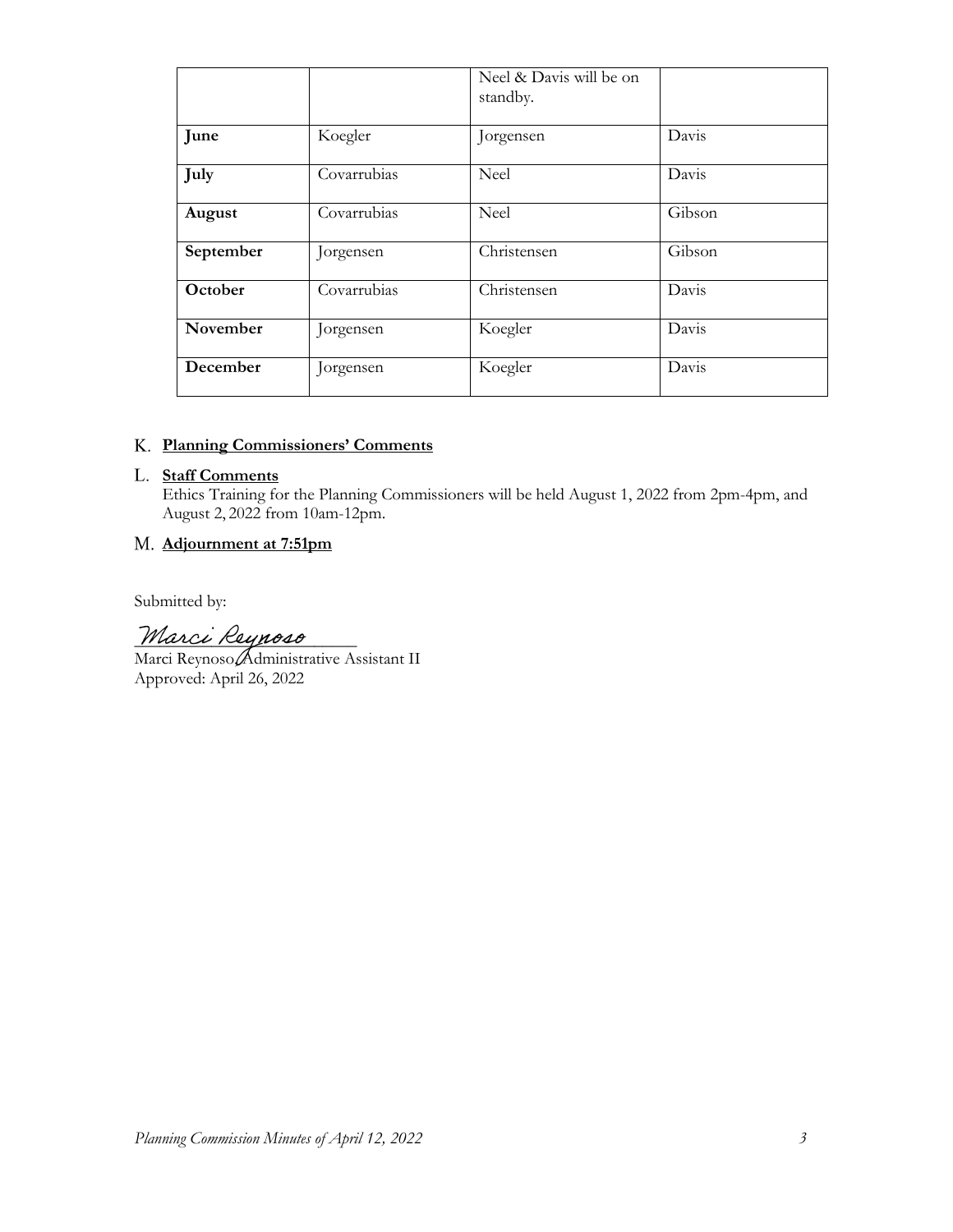| | | | |
|---|---|---|---|
| | | Neel & Davis will be on standby. | |
| **June** | Koegler | Jorgensen | Davis |
| **July** | Covarrubias | Neel | Davis |
| **August** | Covarrubias | Neel | Gibson |
| **September** | Jorgensen | Christensen | Gibson |
| **October** | Covarrubias | Christensen | Davis |
| **November** | Jorgensen | Koegler | Davis |
| **December** | Jorgensen | Koegler | Davis |

K. **Planning Commissioners' Comments**

L. **Staff Comments**

Ethics Training for the Planning Commissioners will be held August 1, 2022 from 2pm-4pm, and August 2, 2022 from 10am-12pm.

M. **Adjournment at 7:51pm**

Submitted by:

Marci Reynoso

Marci Reynoso, Administrative Assistant II

Approved: April 26, 2022